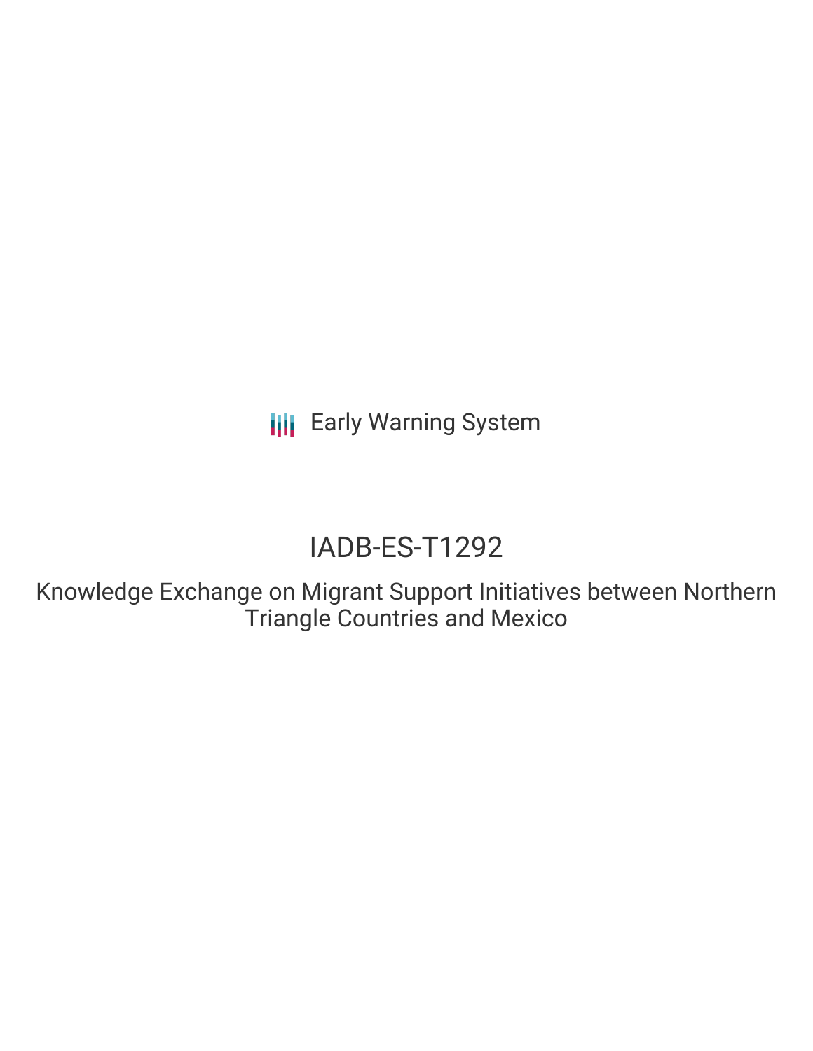Early Warning System

# IADB-ES-T1292

## Knowledge Exchange on Migrant Support Initiatives between Northern Triangle Countries and Mexico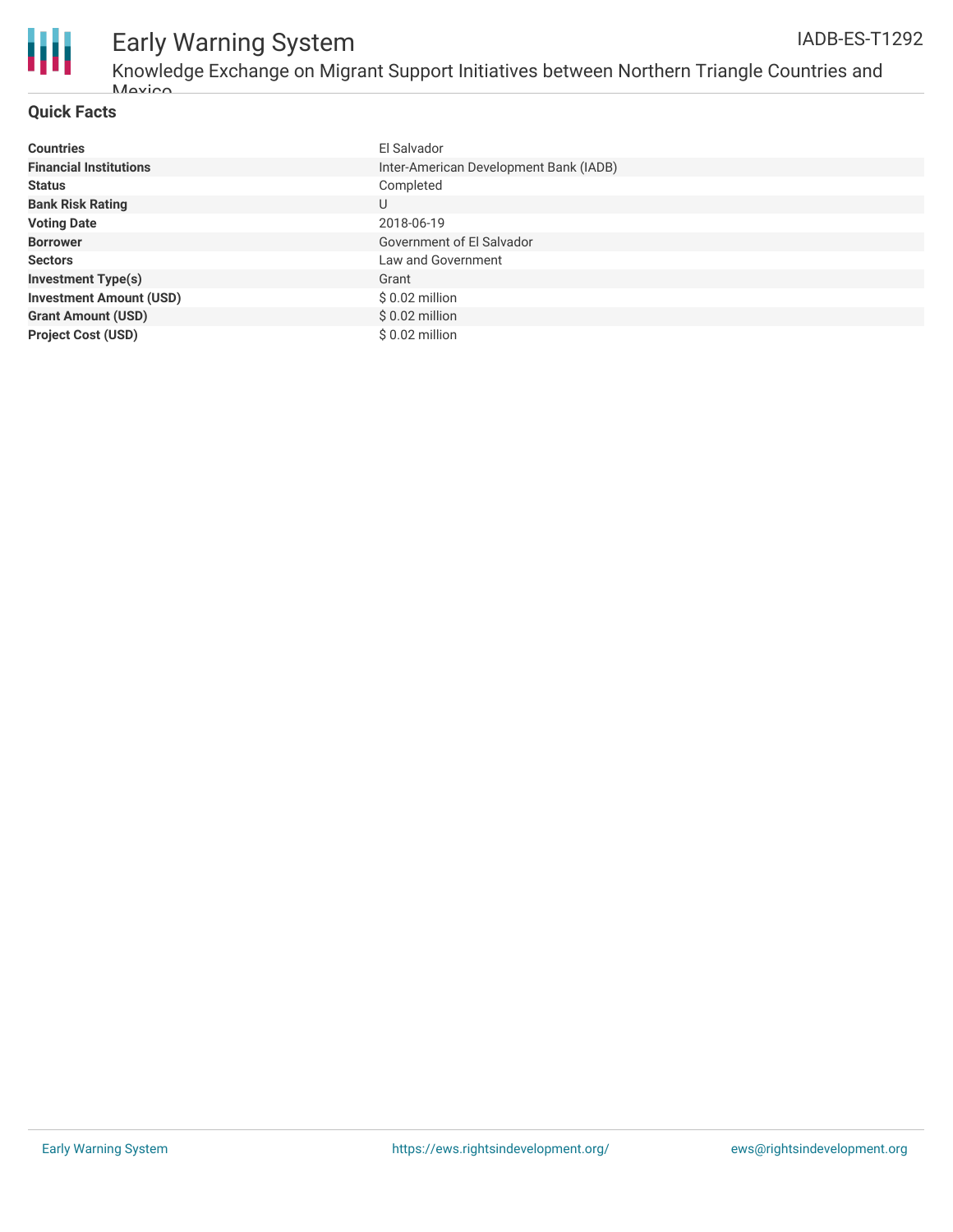## Quick Facts

| | |
|---|---|
| **Countries** | El Salvador |
| **Financial Institutions** | Inter-American Development Bank (IADB) |
| **Status** | Completed |
| **Bank Risk Rating** | U |
| **Voting Date** | 2018-06-19 |
| **Borrower** | Government of El Salvador |
| **Sectors** | Law and Government |
| **Investment Type(s)** | Grant |
| **Investment Amount (USD)** | $ 0.02 million |
| **Grant Amount (USD)** | $ 0.02 million |
| **Project Cost (USD)** | $ 0.02 million |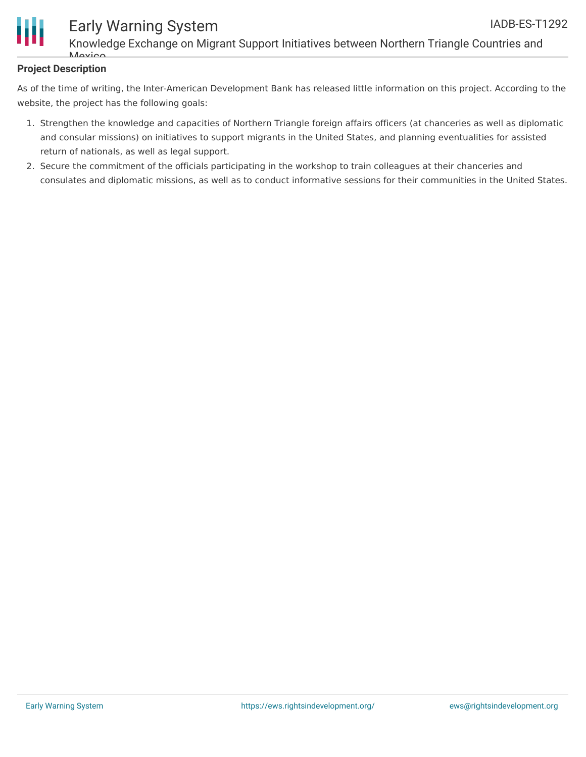## Project Description

As of the time of writing, the Inter-American Development Bank has released little information on this project. According to the website, the project has the following goals:

1. Strengthen the knowledge and capacities of Northern Triangle foreign affairs officers (at chanceries as well as diplomatic and consular missions) on initiatives to support migrants in the United States, and planning eventualities for assisted return of nationals, as well as legal support.
2. Secure the commitment of the officials participating in the workshop to train colleagues at their chanceries and consulates and diplomatic missions, as well as to conduct informative sessions for their communities in the United States.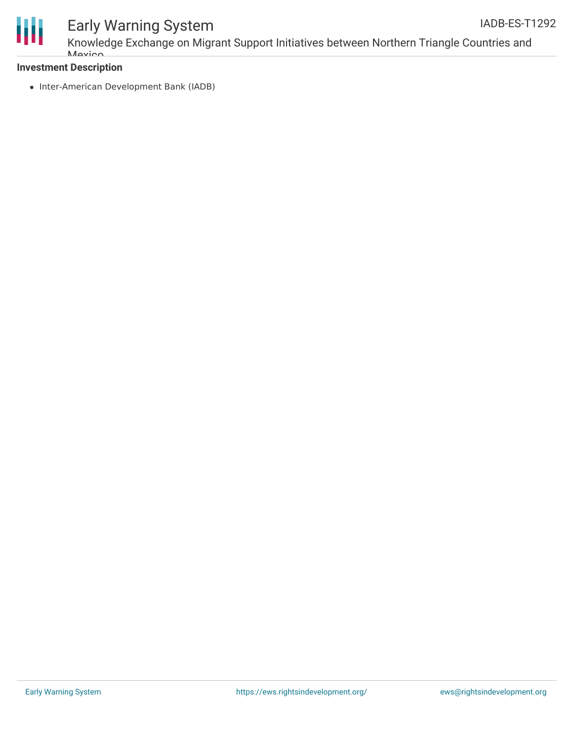**Investment Description**

- Inter-American Development Bank (IADB)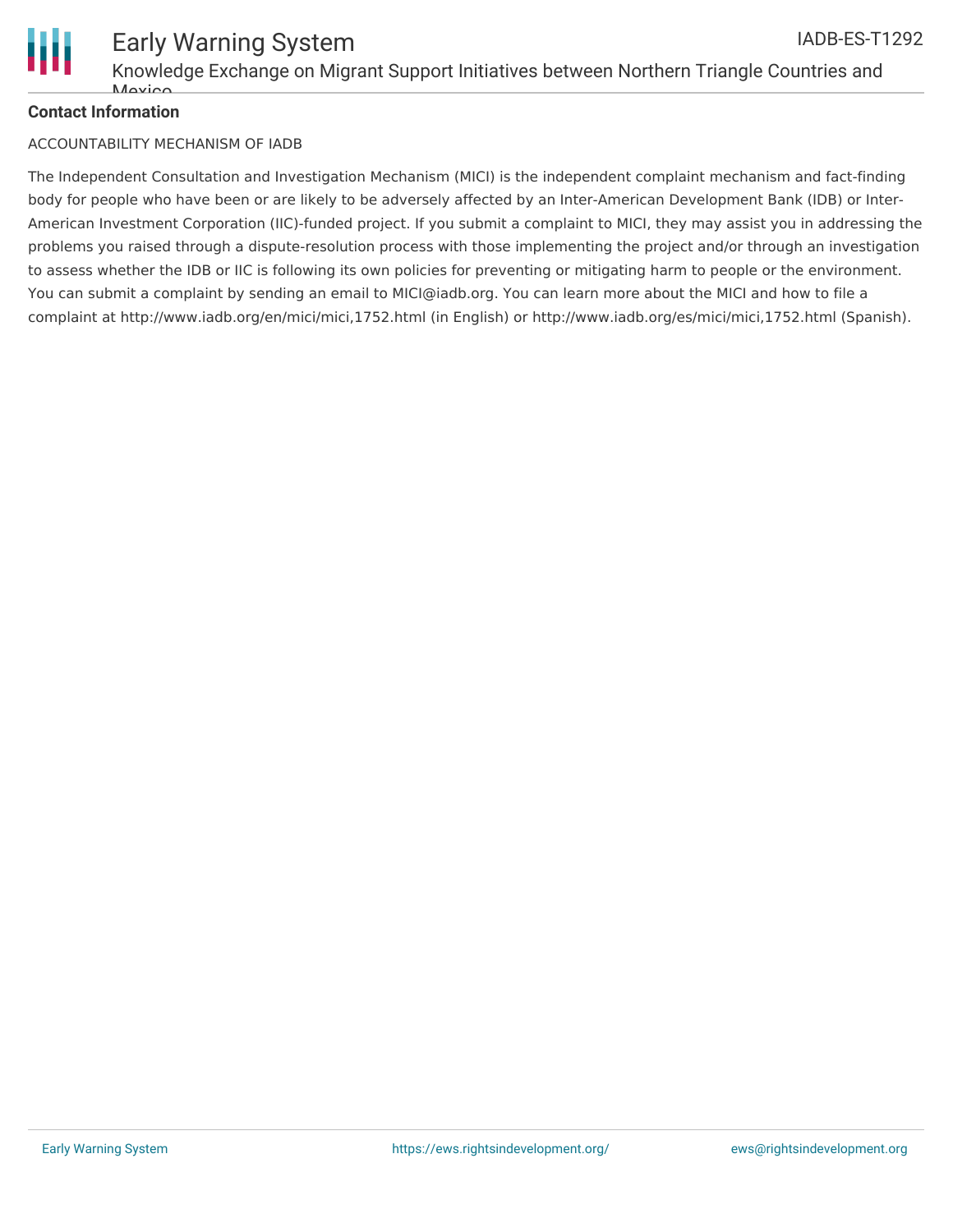**Contact Information**

ACCOUNTABILITY MECHANISM OF IADB

The Independent Consultation and Investigation Mechanism (MICI) is the independent complaint mechanism and fact-finding body for people who have been or are likely to be adversely affected by an Inter-American Development Bank (IDB) or Inter-American Investment Corporation (IIC)-funded project. If you submit a complaint to MICI, they may assist you in addressing the problems you raised through a dispute-resolution process with those implementing the project and/or through an investigation to assess whether the IDB or IIC is following its own policies for preventing or mitigating harm to people or the environment. You can submit a complaint by sending an email to MICI@iadb.org. You can learn more about the MICI and how to file a complaint at http://www.iadb.org/en/mici/mici,1752.html (in English) or http://www.iadb.org/es/mici/mici,1752.html (Spanish).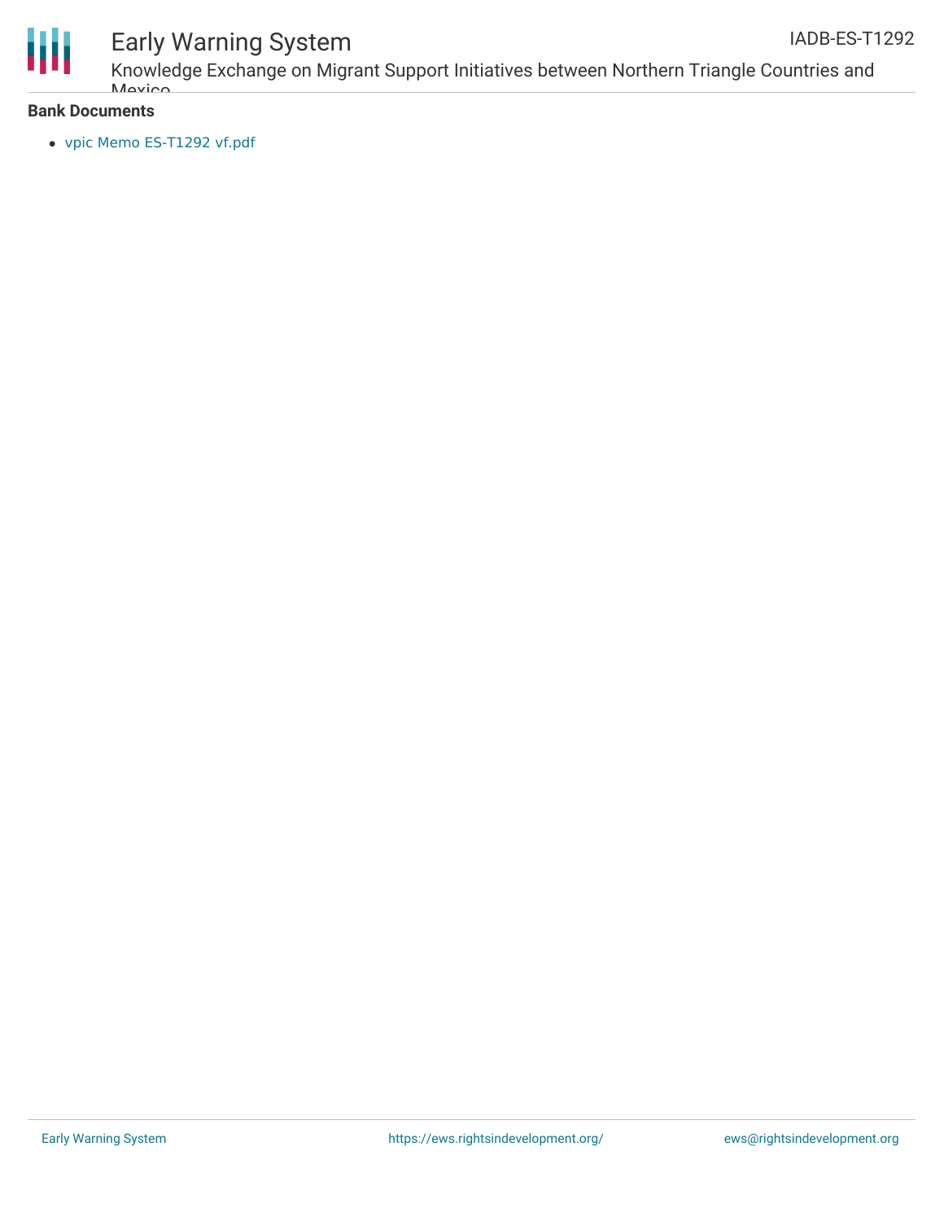**Bank Documents**

- vpic Memo ES-T1292 vf.pdf